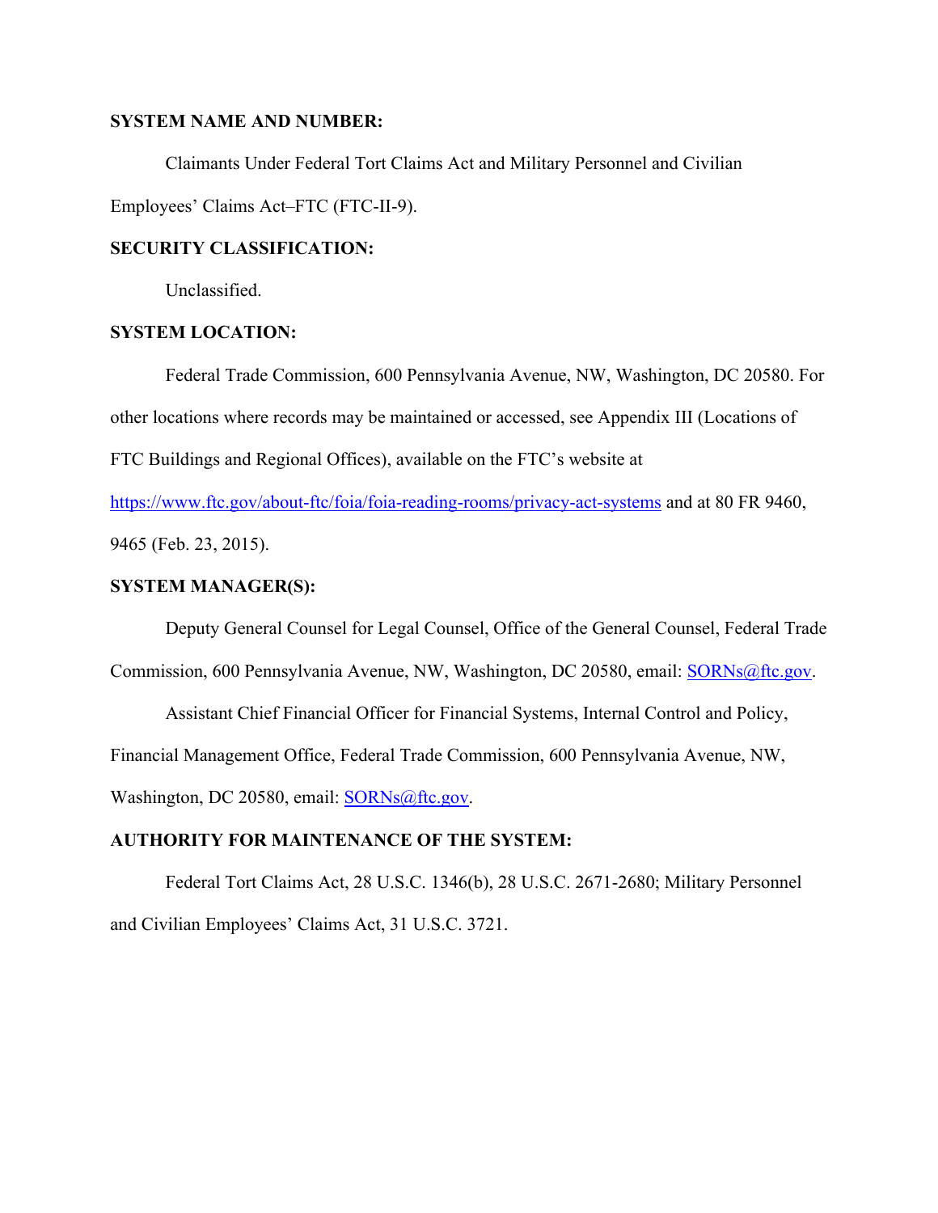**SYSTEM NAME AND NUMBER:**

Claimants Under Federal Tort Claims Act and Military Personnel and Civilian Employees' Claims Act–FTC (FTC-II-9).

**SECURITY CLASSIFICATION:**

Unclassified.

**SYSTEM LOCATION:**

Federal Trade Commission, 600 Pennsylvania Avenue, NW, Washington, DC 20580. For other locations where records may be maintained or accessed, see Appendix III (Locations of FTC Buildings and Regional Offices), available on the FTC's website at https://www.ftc.gov/about-ftc/foia/foia-reading-rooms/privacy-act-systems and at 80 FR 9460, 9465 (Feb. 23, 2015).

**SYSTEM MANAGER(S):**

Deputy General Counsel for Legal Counsel, Office of the General Counsel, Federal Trade Commission, 600 Pennsylvania Avenue, NW, Washington, DC 20580, email: SORNs@ftc.gov.

Assistant Chief Financial Officer for Financial Systems, Internal Control and Policy, Financial Management Office, Federal Trade Commission, 600 Pennsylvania Avenue, NW, Washington, DC 20580, email: SORNs@ftc.gov.

**AUTHORITY FOR MAINTENANCE OF THE SYSTEM:**

Federal Tort Claims Act, 28 U.S.C. 1346(b), 28 U.S.C. 2671-2680; Military Personnel and Civilian Employees' Claims Act, 31 U.S.C. 3721.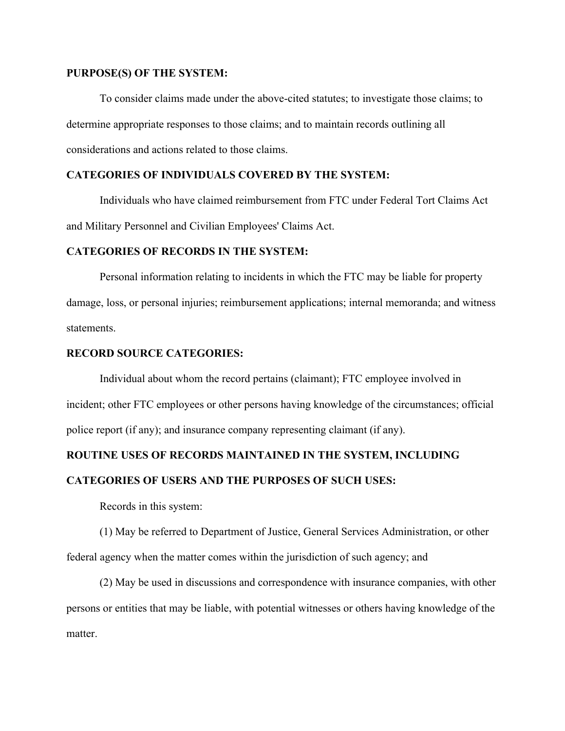**PURPOSE(S) OF THE SYSTEM:**

To consider claims made under the above-cited statutes; to investigate those claims; to determine appropriate responses to those claims; and to maintain records outlining all considerations and actions related to those claims.

**CATEGORIES OF INDIVIDUALS COVERED BY THE SYSTEM:**

Individuals who have claimed reimbursement from FTC under Federal Tort Claims Act and Military Personnel and Civilian Employees' Claims Act.

**CATEGORIES OF RECORDS IN THE SYSTEM:**

Personal information relating to incidents in which the FTC may be liable for property damage, loss, or personal injuries; reimbursement applications; internal memoranda; and witness statements.

**RECORD SOURCE CATEGORIES:**

Individual about whom the record pertains (claimant); FTC employee involved in incident; other FTC employees or other persons having knowledge of the circumstances; official police report (if any); and insurance company representing claimant (if any).

**ROUTINE USES OF RECORDS MAINTAINED IN THE SYSTEM, INCLUDING CATEGORIES OF USERS AND THE PURPOSES OF SUCH USES:**

Records in this system:

(1) May be referred to Department of Justice, General Services Administration, or other federal agency when the matter comes within the jurisdiction of such agency; and

(2) May be used in discussions and correspondence with insurance companies, with other persons or entities that may be liable, with potential witnesses or others having knowledge of the matter.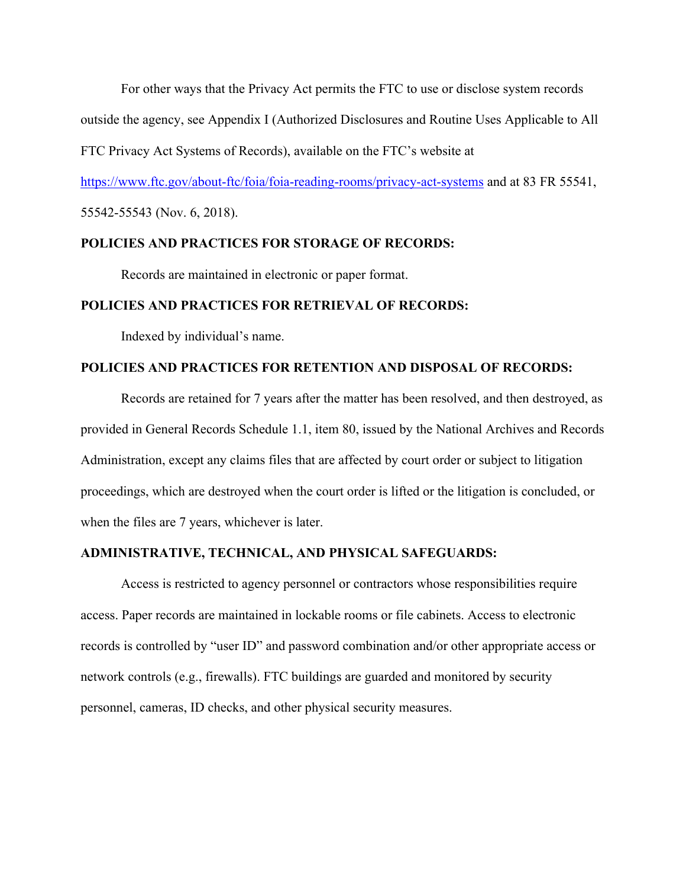For other ways that the Privacy Act permits the FTC to use or disclose system records outside the agency, see Appendix I (Authorized Disclosures and Routine Uses Applicable to All FTC Privacy Act Systems of Records), available on the FTC's website at https://www.ftc.gov/about-ftc/foia/foia-reading-rooms/privacy-act-systems and at 83 FR 55541, 55542-55543 (Nov. 6, 2018).

**POLICIES AND PRACTICES FOR STORAGE OF RECORDS:**

Records are maintained in electronic or paper format.

**POLICIES AND PRACTICES FOR RETRIEVAL OF RECORDS:**

Indexed by individual's name.

**POLICIES AND PRACTICES FOR RETENTION AND DISPOSAL OF RECORDS:**

Records are retained for 7 years after the matter has been resolved, and then destroyed, as provided in General Records Schedule 1.1, item 80, issued by the National Archives and Records Administration, except any claims files that are affected by court order or subject to litigation proceedings, which are destroyed when the court order is lifted or the litigation is concluded, or when the files are 7 years, whichever is later.

**ADMINISTRATIVE, TECHNICAL, AND PHYSICAL SAFEGUARDS:**

Access is restricted to agency personnel or contractors whose responsibilities require access. Paper records are maintained in lockable rooms or file cabinets. Access to electronic records is controlled by "user ID" and password combination and/or other appropriate access or network controls (e.g., firewalls). FTC buildings are guarded and monitored by security personnel, cameras, ID checks, and other physical security measures.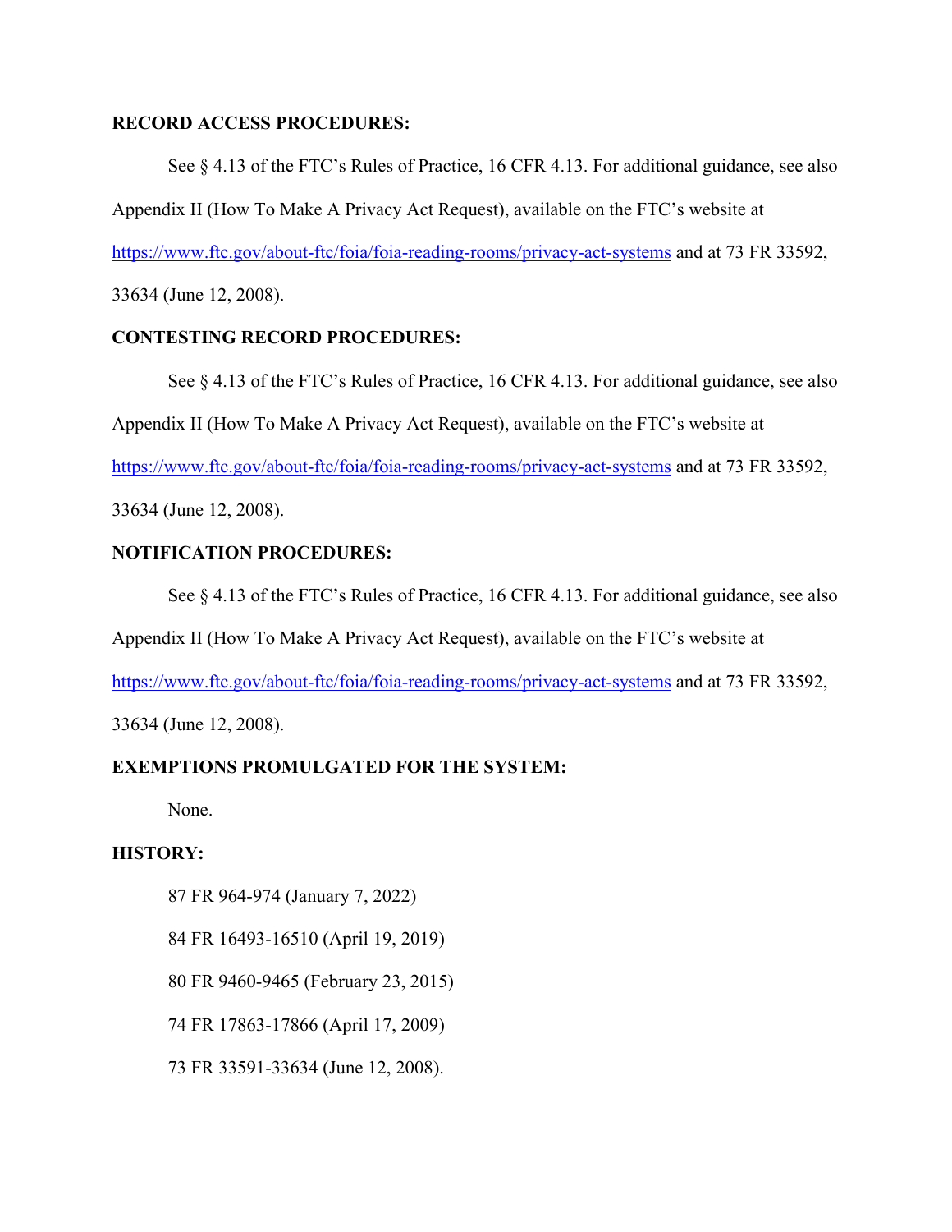**RECORD ACCESS PROCEDURES:**

See § 4.13 of the FTC's Rules of Practice, 16 CFR 4.13. For additional guidance, see also Appendix II (How To Make A Privacy Act Request), available on the FTC's website at https://www.ftc.gov/about-ftc/foia/foia-reading-rooms/privacy-act-systems and at 73 FR 33592, 33634 (June 12, 2008).

**CONTESTING RECORD PROCEDURES:**

See § 4.13 of the FTC's Rules of Practice, 16 CFR 4.13. For additional guidance, see also Appendix II (How To Make A Privacy Act Request), available on the FTC's website at https://www.ftc.gov/about-ftc/foia/foia-reading-rooms/privacy-act-systems and at 73 FR 33592, 33634 (June 12, 2008).

**NOTIFICATION PROCEDURES:**

See § 4.13 of the FTC's Rules of Practice, 16 CFR 4.13. For additional guidance, see also Appendix II (How To Make A Privacy Act Request), available on the FTC's website at https://www.ftc.gov/about-ftc/foia/foia-reading-rooms/privacy-act-systems and at 73 FR 33592, 33634 (June 12, 2008).

**EXEMPTIONS PROMULGATED FOR THE SYSTEM:**

None.

**HISTORY:**

87 FR 964-974 (January 7, 2022)

84 FR 16493-16510 (April 19, 2019)

80 FR 9460-9465 (February 23, 2015)

74 FR 17863-17866 (April 17, 2009)

73 FR 33591-33634 (June 12, 2008).